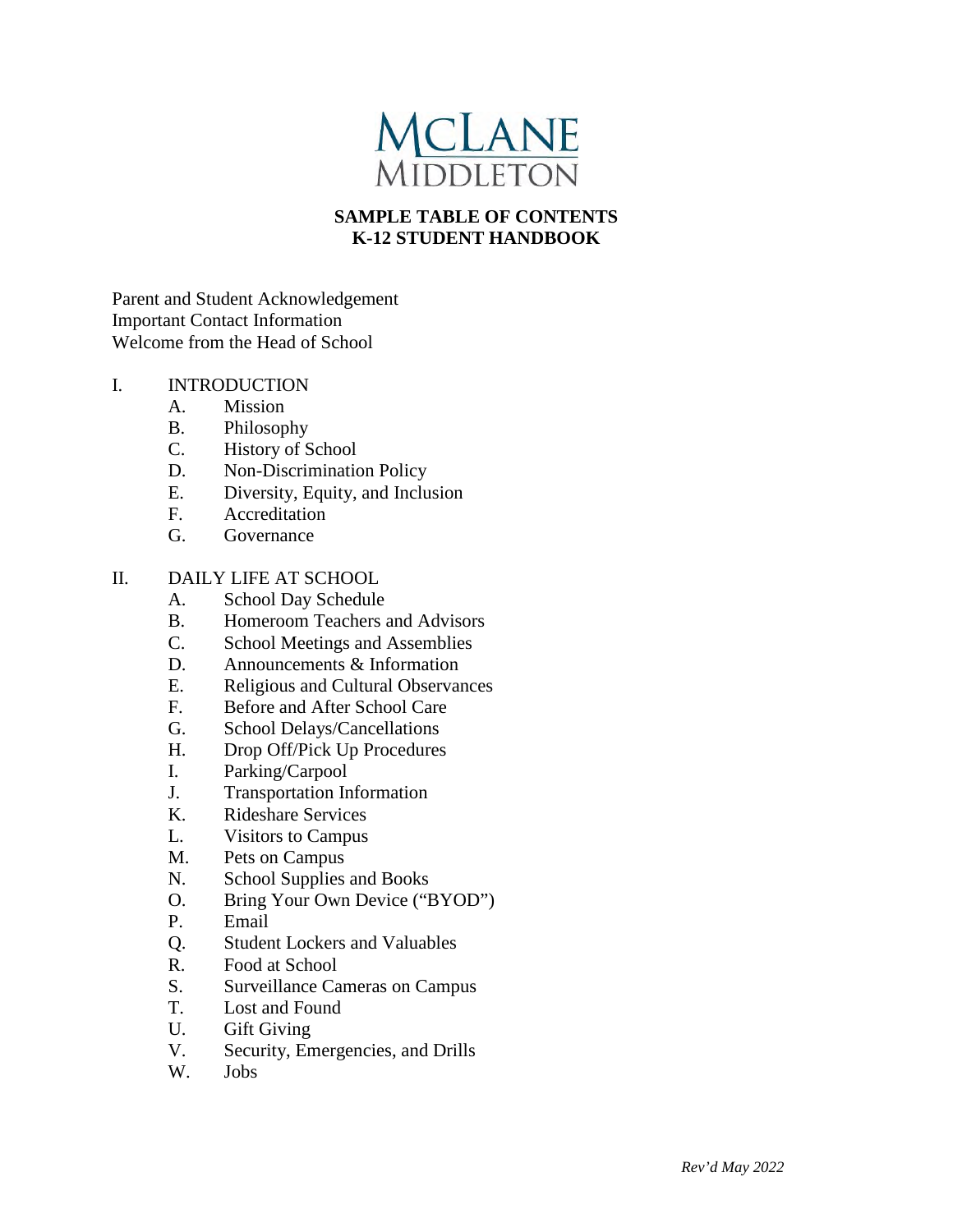MCLANE MIDDLETON

# SAMPLE TABLE OF CONTENTS
# K-12 STUDENT HANDBOOK

Parent and Student Acknowledgement
Important Contact Information
Welcome from the Head of School

I. INTRODUCTION
   A. Mission
   B. Philosophy
   C. History of School
   D. Non-Discrimination Policy
   E. Diversity, Equity, and Inclusion
   F. Accreditation
   G. Governance

II. DAILY LIFE AT SCHOOL
   A. School Day Schedule
   B. Homeroom Teachers and Advisors
   C. School Meetings and Assemblies
   D. Announcements & Information
   E. Religious and Cultural Observances
   F. Before and After School Care
   G. School Delays/Cancellations
   H. Drop Off/Pick Up Procedures
   I. Parking/Carpool
   J. Transportation Information
   K. Rideshare Services
   L. Visitors to Campus
   M. Pets on Campus
   N. School Supplies and Books
   O. Bring Your Own Device ("BYOD")
   P. Email
   Q. Student Lockers and Valuables
   R. Food at School
   S. Surveillance Cameras on Campus
   T. Lost and Found
   U. Gift Giving
   V. Security, Emergencies, and Drills
   W. Jobs

*Rev'd May 2022*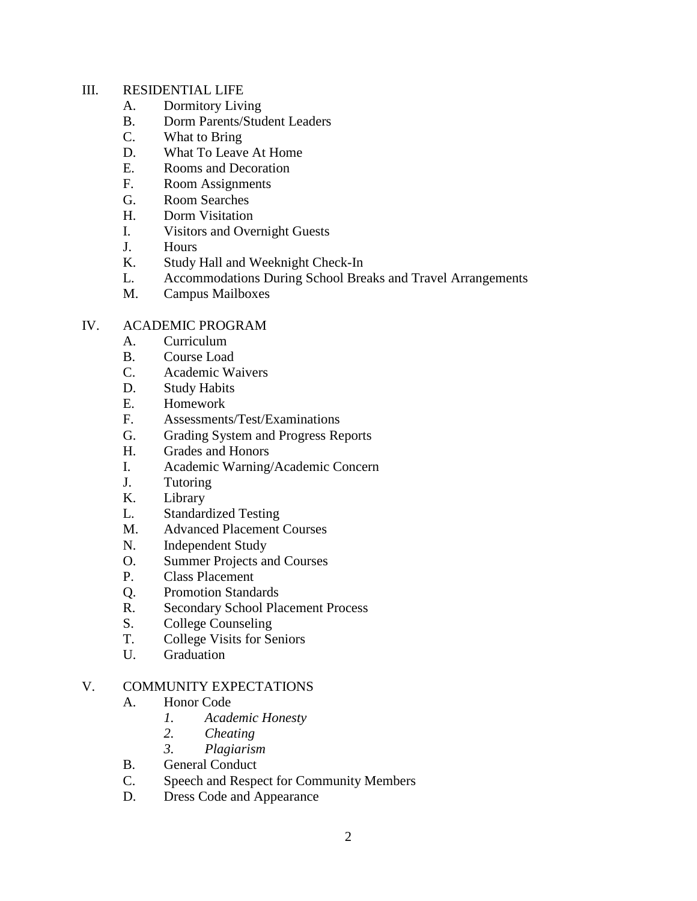III. RESIDENTIAL LIFE
   A. Dormitory Living
   B. Dorm Parents/Student Leaders
   C. What to Bring
   D. What To Leave At Home
   E. Rooms and Decoration
   F. Room Assignments
   G. Room Searches
   H. Dorm Visitation
   I. Visitors and Overnight Guests
   J. Hours
   K. Study Hall and Weeknight Check-In
   L. Accommodations During School Breaks and Travel Arrangements
   M. Campus Mailboxes

IV. ACADEMIC PROGRAM
   A. Curriculum
   B. Course Load
   C. Academic Waivers
   D. Study Habits
   E. Homework
   F. Assessments/Test/Examinations
   G. Grading System and Progress Reports
   H. Grades and Honors
   I. Academic Warning/Academic Concern
   J. Tutoring
   K. Library
   L. Standardized Testing
   M. Advanced Placement Courses
   N. Independent Study
   O. Summer Projects and Courses
   P. Class Placement
   Q. Promotion Standards
   R. Secondary School Placement Process
   S. College Counseling
   T. College Visits for Seniors
   U. Graduation

V. COMMUNITY EXPECTATIONS
   A. Honor Code
      *1. Academic Honesty*
      *2. Cheating*
      *3. Plagiarism*
   B. General Conduct
   C. Speech and Respect for Community Members
   D. Dress Code and Appearance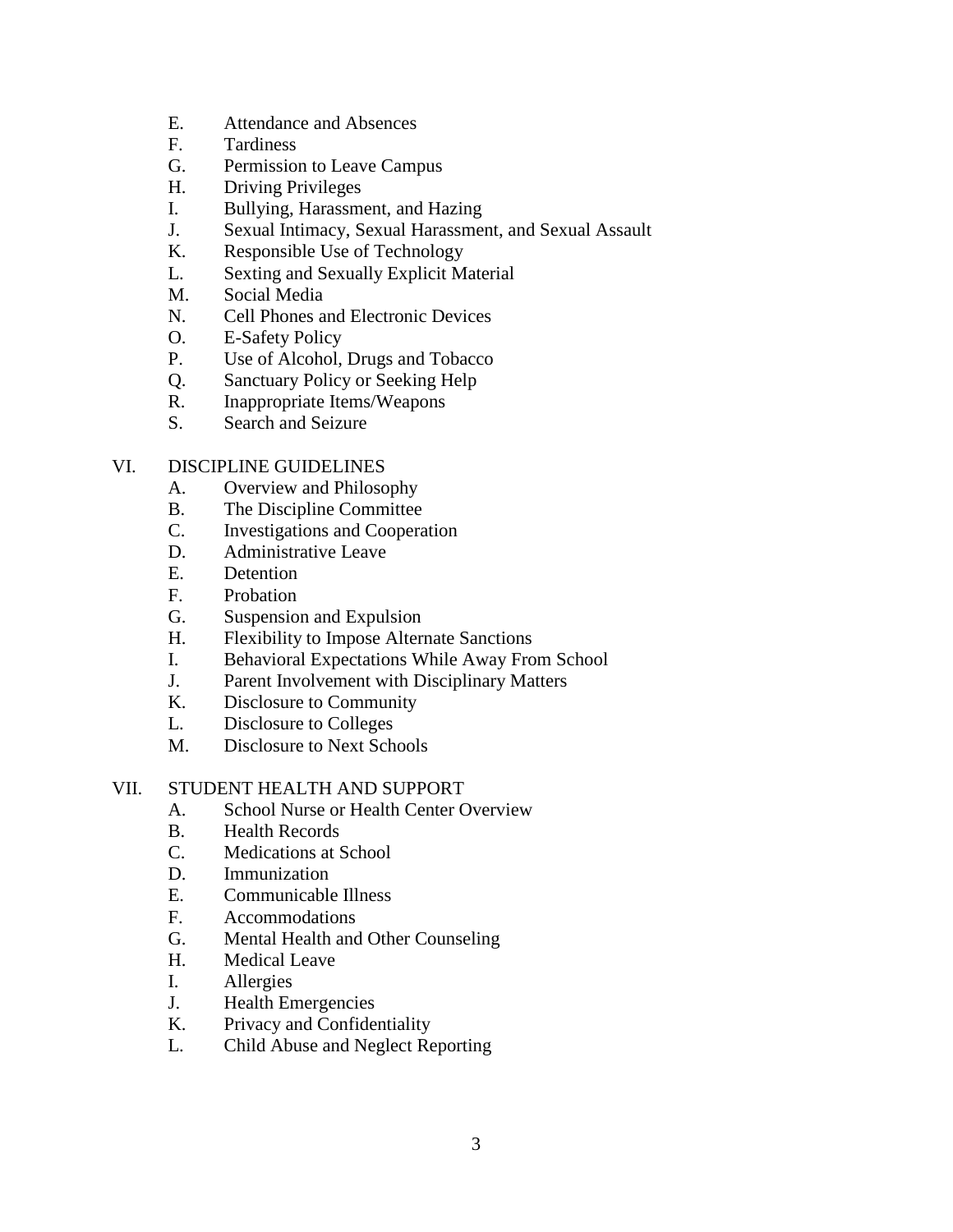E. Attendance and Absences
F. Tardiness
G. Permission to Leave Campus
H. Driving Privileges
I. Bullying, Harassment, and Hazing
J. Sexual Intimacy, Sexual Harassment, and Sexual Assault
K. Responsible Use of Technology
L. Sexting and Sexually Explicit Material
M. Social Media
N. Cell Phones and Electronic Devices
O. E-Safety Policy
P. Use of Alcohol, Drugs and Tobacco
Q. Sanctuary Policy or Seeking Help
R. Inappropriate Items/Weapons
S. Search and Seizure

VI. DISCIPLINE GUIDELINES
A. Overview and Philosophy
B. The Discipline Committee
C. Investigations and Cooperation
D. Administrative Leave
E. Detention
F. Probation
G. Suspension and Expulsion
H. Flexibility to Impose Alternate Sanctions
I. Behavioral Expectations While Away From School
J. Parent Involvement with Disciplinary Matters
K. Disclosure to Community
L. Disclosure to Colleges
M. Disclosure to Next Schools

VII. STUDENT HEALTH AND SUPPORT
A. School Nurse or Health Center Overview
B. Health Records
C. Medications at School
D. Immunization
E. Communicable Illness
F. Accommodations
G. Mental Health and Other Counseling
H. Medical Leave
I. Allergies
J. Health Emergencies
K. Privacy and Confidentiality
L. Child Abuse and Neglect Reporting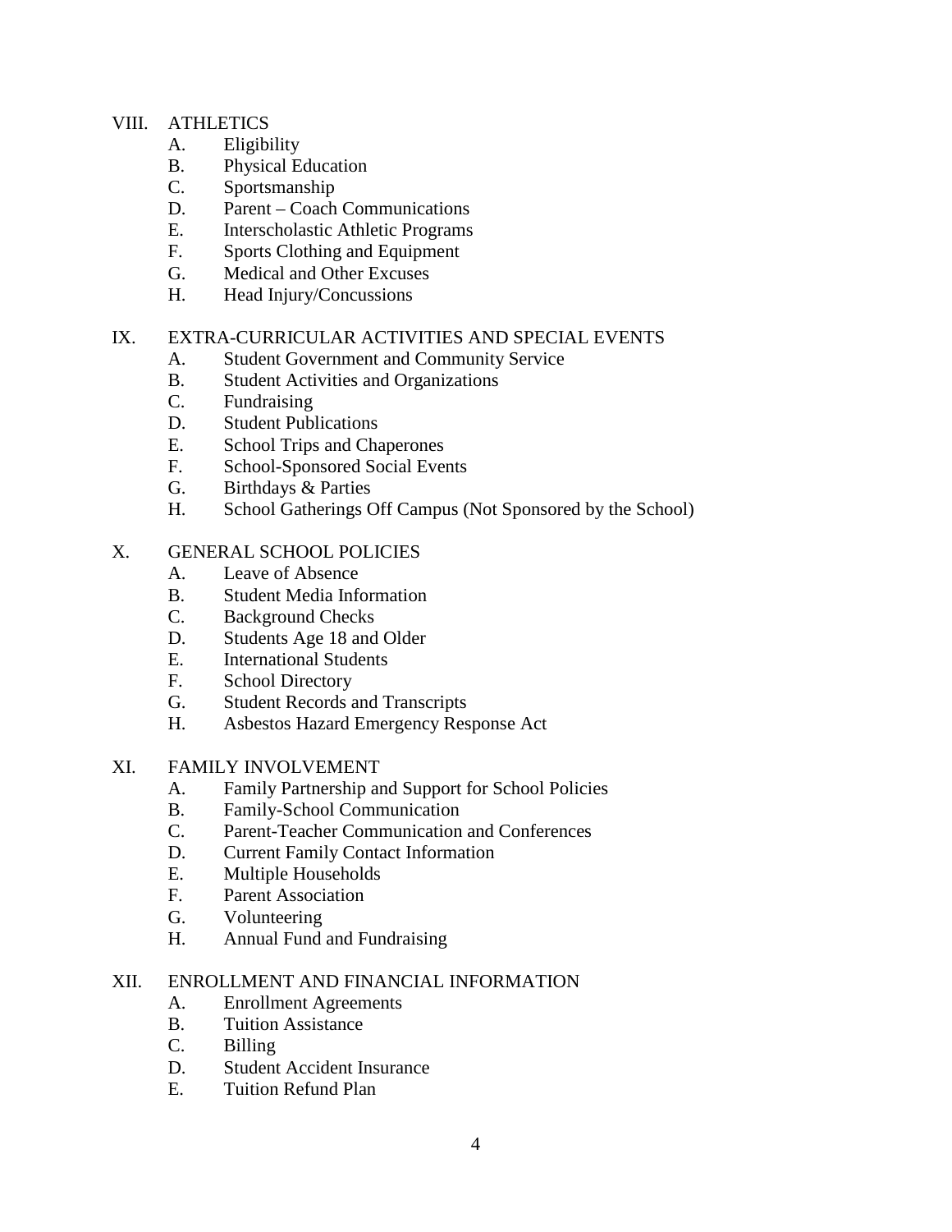VIII. ATHLETICS
   - A. Eligibility
   - B. Physical Education
   - C. Sportsmanship
   - D. Parent – Coach Communications
   - E. Interscholastic Athletic Programs
   - F. Sports Clothing and Equipment
   - G. Medical and Other Excuses
   - H. Head Injury/Concussions

IX. EXTRA-CURRICULAR ACTIVITIES AND SPECIAL EVENTS
   - A. Student Government and Community Service
   - B. Student Activities and Organizations
   - C. Fundraising
   - D. Student Publications
   - E. School Trips and Chaperones
   - F. School-Sponsored Social Events
   - G. Birthdays & Parties
   - H. School Gatherings Off Campus (Not Sponsored by the School)

X. GENERAL SCHOOL POLICIES
   - A. Leave of Absence
   - B. Student Media Information
   - C. Background Checks
   - D. Students Age 18 and Older
   - E. International Students
   - F. School Directory
   - G. Student Records and Transcripts
   - H. Asbestos Hazard Emergency Response Act

XI. FAMILY INVOLVEMENT
   - A. Family Partnership and Support for School Policies
   - B. Family-School Communication
   - C. Parent-Teacher Communication and Conferences
   - D. Current Family Contact Information
   - E. Multiple Households
   - F. Parent Association
   - G. Volunteering
   - H. Annual Fund and Fundraising

XII. ENROLLMENT AND FINANCIAL INFORMATION
   - A. Enrollment Agreements
   - B. Tuition Assistance
   - C. Billing
   - D. Student Accident Insurance
   - E. Tuition Refund Plan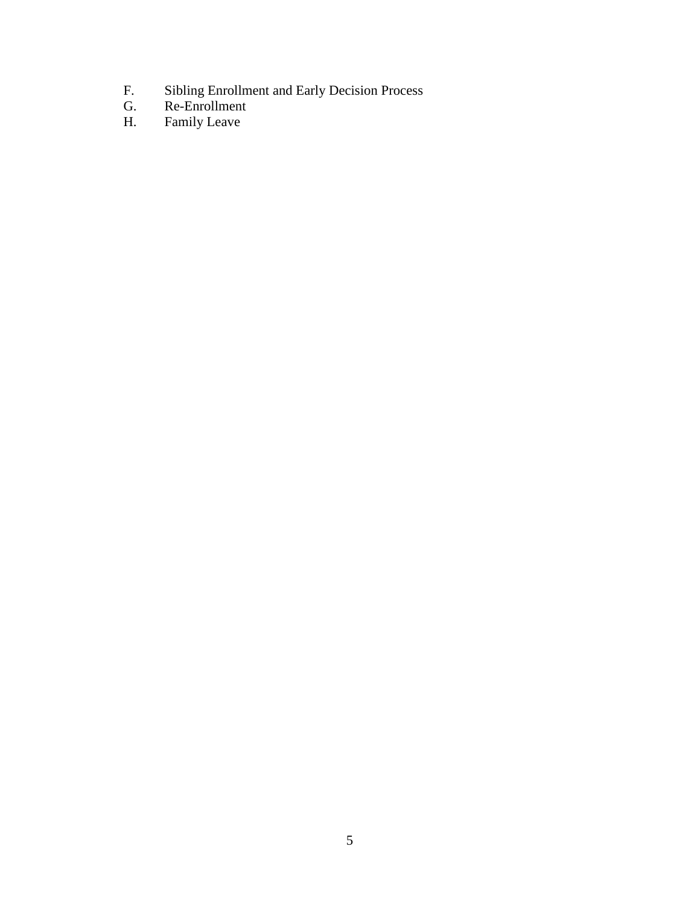F. Sibling Enrollment and Early Decision Process
G. Re-Enrollment
H. Family Leave